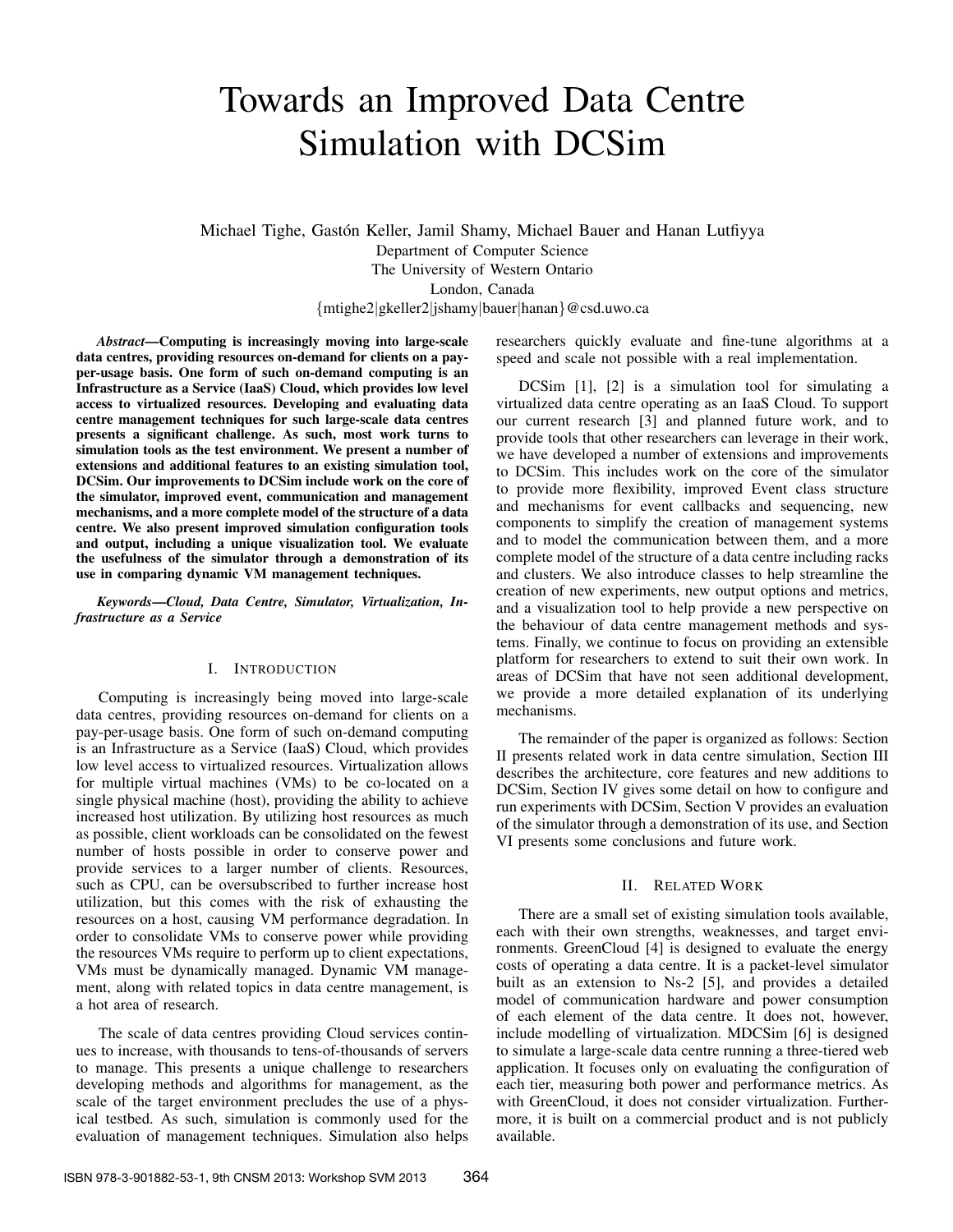# Towards an Improved Data Centre Simulation with DCSim

Michael Tighe, Gastón Keller, Jamil Shamy, Michael Bauer and Hanan Lutfiyya
Department of Computer Science
The University of Western Ontario
London, Canada
{mtighe2|gkeller2|jshamy|bauer|hanan}@csd.uwo.ca

***Abstract*—Computing is increasingly moving into large-scale data centres, providing resources on-demand for clients on a pay-per-usage basis. One form of such on-demand computing is an Infrastructure as a Service (IaaS) Cloud, which provides low level access to virtualized resources. Developing and evaluating data centre management techniques for such large-scale data centres presents a significant challenge. As such, most work turns to simulation tools as the test environment. We present a number of extensions and additional features to an existing simulation tool, DCSim. Our improvements to DCSim include work on the core of the simulator, improved event, communication and management mechanisms, and a more complete model of the structure of a data centre. We also present improved simulation configuration tools and output, including a unique visualization tool. We evaluate the usefulness of the simulator through a demonstration of its use in comparing dynamic VM management techniques.**

***Keywords*—Cloud, Data Centre, Simulator, Virtualization, Infrastructure as a Service**

## I. Introduction

Computing is increasingly being moved into large-scale data centres, providing resources on-demand for clients on a pay-per-usage basis. One form of such on-demand computing is an Infrastructure as a Service (IaaS) Cloud, which provides low level access to virtualized resources. Virtualization allows for multiple virtual machines (VMs) to be co-located on a single physical machine (host), providing the ability to achieve increased host utilization. By utilizing host resources as much as possible, client workloads can be consolidated on the fewest number of hosts possible in order to conserve power and provide services to a larger number of clients. Resources, such as CPU, can be oversubscribed to further increase host utilization, but this comes with the risk of exhausting the resources on a host, causing VM performance degradation. In order to consolidate VMs to conserve power while providing the resources VMs require to perform up to client expectations, VMs must be dynamically managed. Dynamic VM management, along with related topics in data centre management, is a hot area of research.

The scale of data centres providing Cloud services continues to increase, with thousands to tens-of-thousands of servers to manage. This presents a unique challenge to researchers developing methods and algorithms for management, as the scale of the target environment precludes the use of a physical testbed. As such, simulation is commonly used for the evaluation of management techniques. Simulation also helps researchers quickly evaluate and fine-tune algorithms at a speed and scale not possible with a real implementation.

DCSim [1], [2] is a simulation tool for simulating a virtualized data centre operating as an IaaS Cloud. To support our current research [3] and planned future work, and to provide tools that other researchers can leverage in their work, we have developed a number of extensions and improvements to DCSim. This includes work on the core of the simulator to provide more flexibility, improved Event class structure and mechanisms for event callbacks and sequencing, new components to simplify the creation of management systems and to model the communication between them, and a more complete model of the structure of a data centre including racks and clusters. We also introduce classes to help streamline the creation of new experiments, new output options and metrics, and a visualization tool to help provide a new perspective on the behaviour of data centre management methods and systems. Finally, we continue to focus on providing an extensible platform for researchers to extend to suit their own work. In areas of DCSim that have not seen additional development, we provide a more detailed explanation of its underlying mechanisms.

The remainder of the paper is organized as follows: Section II presents related work in data centre simulation, Section III describes the architecture, core features and new additions to DCSim, Section IV gives some detail on how to configure and run experiments with DCSim, Section V provides an evaluation of the simulator through a demonstration of its use, and Section VI presents some conclusions and future work.

## II. Related Work

There are a small set of existing simulation tools available, each with their own strengths, weaknesses, and target environments. GreenCloud [4] is designed to evaluate the energy costs of operating a data centre. It is a packet-level simulator built as an extension to Ns-2 [5], and provides a detailed model of communication hardware and power consumption of each element of the data centre. It does not, however, include modelling of virtualization. MDCSim [6] is designed to simulate a large-scale data centre running a three-tiered web application. It focuses only on evaluating the configuration of each tier, measuring both power and performance metrics. As with GreenCloud, it does not consider virtualization. Furthermore, it is built on a commercial product and is not publicly available.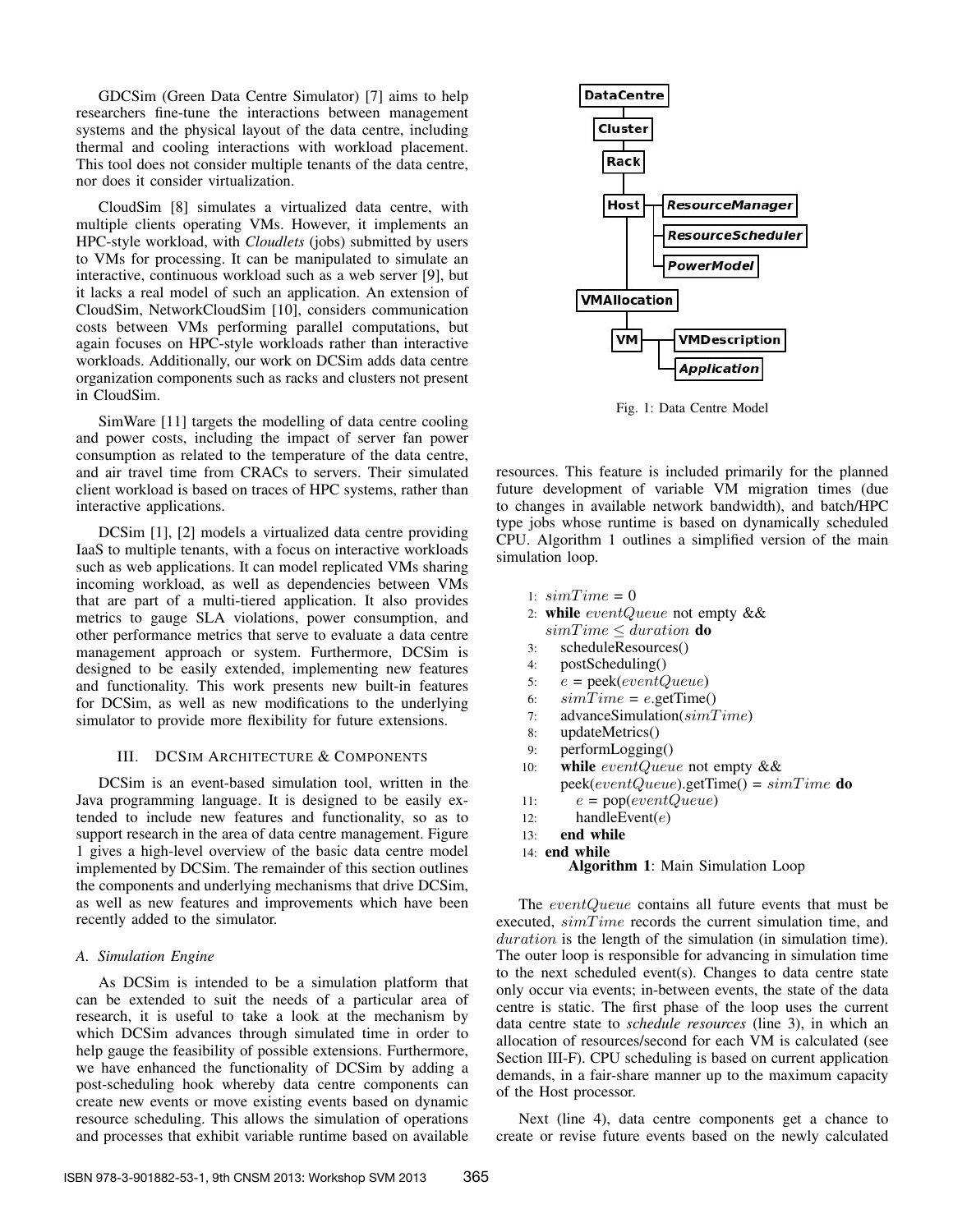GDCSim (Green Data Centre Simulator) [7] aims to help researchers fine-tune the interactions between management systems and the physical layout of the data centre, including thermal and cooling interactions with workload placement. This tool does not consider multiple tenants of the data centre, nor does it consider virtualization.

CloudSim [8] simulates a virtualized data centre, with multiple clients operating VMs. However, it implements an HPC-style workload, with *Cloudlets* (jobs) submitted by users to VMs for processing. It can be manipulated to simulate an interactive, continuous workload such as a web server [9], but it lacks a real model of such an application. An extension of CloudSim, NetworkCloudSim [10], considers communication costs between VMs performing parallel computations, but again focuses on HPC-style workloads rather than interactive workloads. Additionally, our work on DCSim adds data centre organization components such as racks and clusters not present in CloudSim.

SimWare [11] targets the modelling of data centre cooling and power costs, including the impact of server fan power consumption as related to the temperature of the data centre, and air travel time from CRACs to servers. Their simulated client workload is based on traces of HPC systems, rather than interactive applications.

DCSim [1], [2] models a virtualized data centre providing IaaS to multiple tenants, with a focus on interactive workloads such as web applications. It can model replicated VMs sharing incoming workload, as well as dependencies between VMs that are part of a multi-tiered application. It also provides metrics to gauge SLA violations, power consumption, and other performance metrics that serve to evaluate a data centre management approach or system. Furthermore, DCSim is designed to be easily extended, implementing new features and functionality. This work presents new built-in features for DCSim, as well as new modifications to the underlying simulator to provide more flexibility for future extensions.

## III. DCSim Architecture & Components

DCSim is an event-based simulation tool, written in the Java programming language. It is designed to be easily extended to include new features and functionality, so as to support research in the area of data centre management. Figure 1 gives a high-level overview of the basic data centre model implemented by DCSim. The remainder of this section outlines the components and underlying mechanisms that drive DCSim, as well as new features and improvements which have been recently added to the simulator.

### A. Simulation Engine

As DCSim is intended to be a simulation platform that can be extended to suit the needs of a particular area of research, it is useful to take a look at the mechanism by which DCSim advances through simulated time in order to help gauge the feasibility of possible extensions. Furthermore, we have enhanced the functionality of DCSim by adding a post-scheduling hook whereby data centre components can create new events or move existing events based on dynamic resource scheduling. This allows the simulation of operations and processes that exhibit variable runtime based on available resources. This feature is included primarily for the planned future development of variable VM migration times (due to changes in available network bandwidth), and batch/HPC type jobs whose runtime is based on dynamically scheduled CPU. Algorithm 1 outlines a simplified version of the main simulation loop.

DataCentre → Cluster → Rack → Host (ResourceManager, ResourceScheduler, PowerModel) → VMAllocation → VM (VMDescription, Application)

Fig. 1: Data Centre Model

```
1: simTime = 0
2: while eventQueue not empty &&
   simTime ≤ duration do
3:    scheduleResources()
4:    postScheduling()
5:    e = peek(eventQueue)
6:    simTime = e.getTime()
7:    advanceSimulation(simTime)
8:    updateMetrics()
9:    performLogging()
10:   while eventQueue not empty &&
      peek(eventQueue).getTime() = simTime do
11:      e = pop(eventQueue)
12:      handleEvent(e)
13:   end while
14: end while
```

**Algorithm 1**: Main Simulation Loop

The $eventQueue$ contains all future events that must be executed, $simTime$ records the current simulation time, and $duration$ is the length of the simulation (in simulation time). The outer loop is responsible for advancing in simulation time to the next scheduled event(s). Changes to data centre state only occur via events; in-between events, the state of the data centre is static. The first phase of the loop uses the current data centre state to *schedule resources* (line 3), in which an allocation of resources/second for each VM is calculated (see Section III-F). CPU scheduling is based on current application demands, in a fair-share manner up to the maximum capacity of the Host processor.

Next (line 4), data centre components get a chance to create or revise future events based on the newly calculated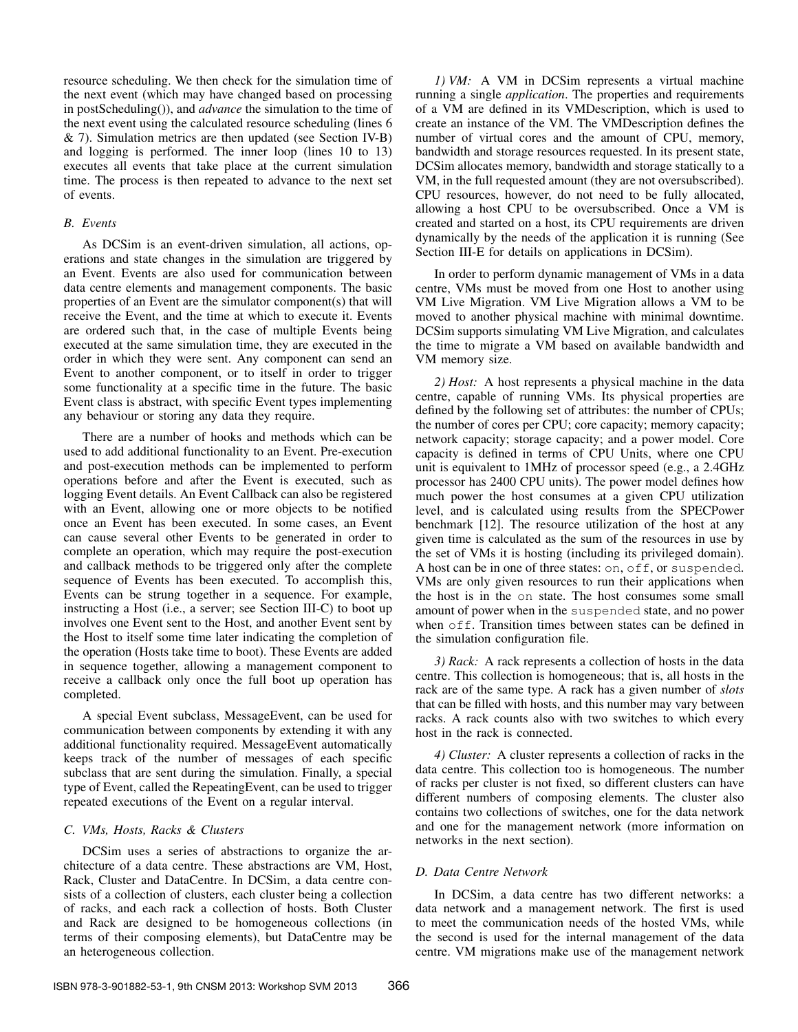resource scheduling. We then check for the simulation time of the next event (which may have changed based on processing in postScheduling()), and *advance* the simulation to the time of the next event using the calculated resource scheduling (lines 6 & 7). Simulation metrics are then updated (see Section IV-B) and logging is performed. The inner loop (lines 10 to 13) executes all events that take place at the current simulation time. The process is then repeated to advance to the next set of events.

### *B. Events*

As DCSim is an event-driven simulation, all actions, operations and state changes in the simulation are triggered by an Event. Events are also used for communication between data centre elements and management components. The basic properties of an Event are the simulator component(s) that will receive the Event, and the time at which to execute it. Events are ordered such that, in the case of multiple Events being executed at the same simulation time, they are executed in the order in which they were sent. Any component can send an Event to another component, or to itself in order to trigger some functionality at a specific time in the future. The basic Event class is abstract, with specific Event types implementing any behaviour or storing any data they require.

There are a number of hooks and methods which can be used to add additional functionality to an Event. Pre-execution and post-execution methods can be implemented to perform operations before and after the Event is executed, such as logging Event details. An Event Callback can also be registered with an Event, allowing one or more objects to be notified once an Event has been executed. In some cases, an Event can cause several other Events to be generated in order to complete an operation, which may require the post-execution and callback methods to be triggered only after the complete sequence of Events has been executed. To accomplish this, Events can be strung together in a sequence. For example, instructing a Host (i.e., a server; see Section III-C) to boot up involves one Event sent to the Host, and another Event sent by the Host to itself some time later indicating the completion of the operation (Hosts take time to boot). These Events are added in sequence together, allowing a management component to receive a callback only once the full boot up operation has completed.

A special Event subclass, MessageEvent, can be used for communication between components by extending it with any additional functionality required. MessageEvent automatically keeps track of the number of messages of each specific subclass that are sent during the simulation. Finally, a special type of Event, called the RepeatingEvent, can be used to trigger repeated executions of the Event on a regular interval.

### *C. VMs, Hosts, Racks & Clusters*

DCSim uses a series of abstractions to organize the architecture of a data centre. These abstractions are VM, Host, Rack, Cluster and DataCentre. In DCSim, a data centre consists of a collection of clusters, each cluster being a collection of racks, and each rack a collection of hosts. Both Cluster and Rack are designed to be homogeneous collections (in terms of their composing elements), but DataCentre may be an heterogeneous collection.

*1) VM:* A VM in DCSim represents a virtual machine running a single *application*. The properties and requirements of a VM are defined in its VMDescription, which is used to create an instance of the VM. The VMDescription defines the number of virtual cores and the amount of CPU, memory, bandwidth and storage resources requested. In its present state, DCSim allocates memory, bandwidth and storage statically to a VM, in the full requested amount (they are not oversubscribed). CPU resources, however, do not need to be fully allocated, allowing a host CPU to be oversubscribed. Once a VM is created and started on a host, its CPU requirements are driven dynamically by the needs of the application it is running (See Section III-E for details on applications in DCSim).

In order to perform dynamic management of VMs in a data centre, VMs must be moved from one Host to another using VM Live Migration. VM Live Migration allows a VM to be moved to another physical machine with minimal downtime. DCSim supports simulating VM Live Migration, and calculates the time to migrate a VM based on available bandwidth and VM memory size.

*2) Host:* A host represents a physical machine in the data centre, capable of running VMs. Its physical properties are defined by the following set of attributes: the number of CPUs; the number of cores per CPU; core capacity; memory capacity; network capacity; storage capacity; and a power model. Core capacity is defined in terms of CPU Units, where one CPU unit is equivalent to 1MHz of processor speed (e.g., a 2.4GHz processor has 2400 CPU units). The power model defines how much power the host consumes at a given CPU utilization level, and is calculated using results from the SPECPower benchmark [12]. The resource utilization of the host at any given time is calculated as the sum of the resources in use by the set of VMs it is hosting (including its privileged domain). A host can be in one of three states: `on`, `off`, or `suspended`. VMs are only given resources to run their applications when the host is in the `on` state. The host consumes some small amount of power when in the `suspended` state, and no power when `off`. Transition times between states can be defined in the simulation configuration file.

*3) Rack:* A rack represents a collection of hosts in the data centre. This collection is homogeneous; that is, all hosts in the rack are of the same type. A rack has a given number of *slots* that can be filled with hosts, and this number may vary between racks. A rack counts also with two switches to which every host in the rack is connected.

*4) Cluster:* A cluster represents a collection of racks in the data centre. This collection too is homogeneous. The number of racks per cluster is not fixed, so different clusters can have different numbers of composing elements. The cluster also contains two collections of switches, one for the data network and one for the management network (more information on networks in the next section).

### *D. Data Centre Network*

In DCSim, a data centre has two different networks: a data network and a management network. The first is used to meet the communication needs of the hosted VMs, while the second is used for the internal management of the data centre. VM migrations make use of the management network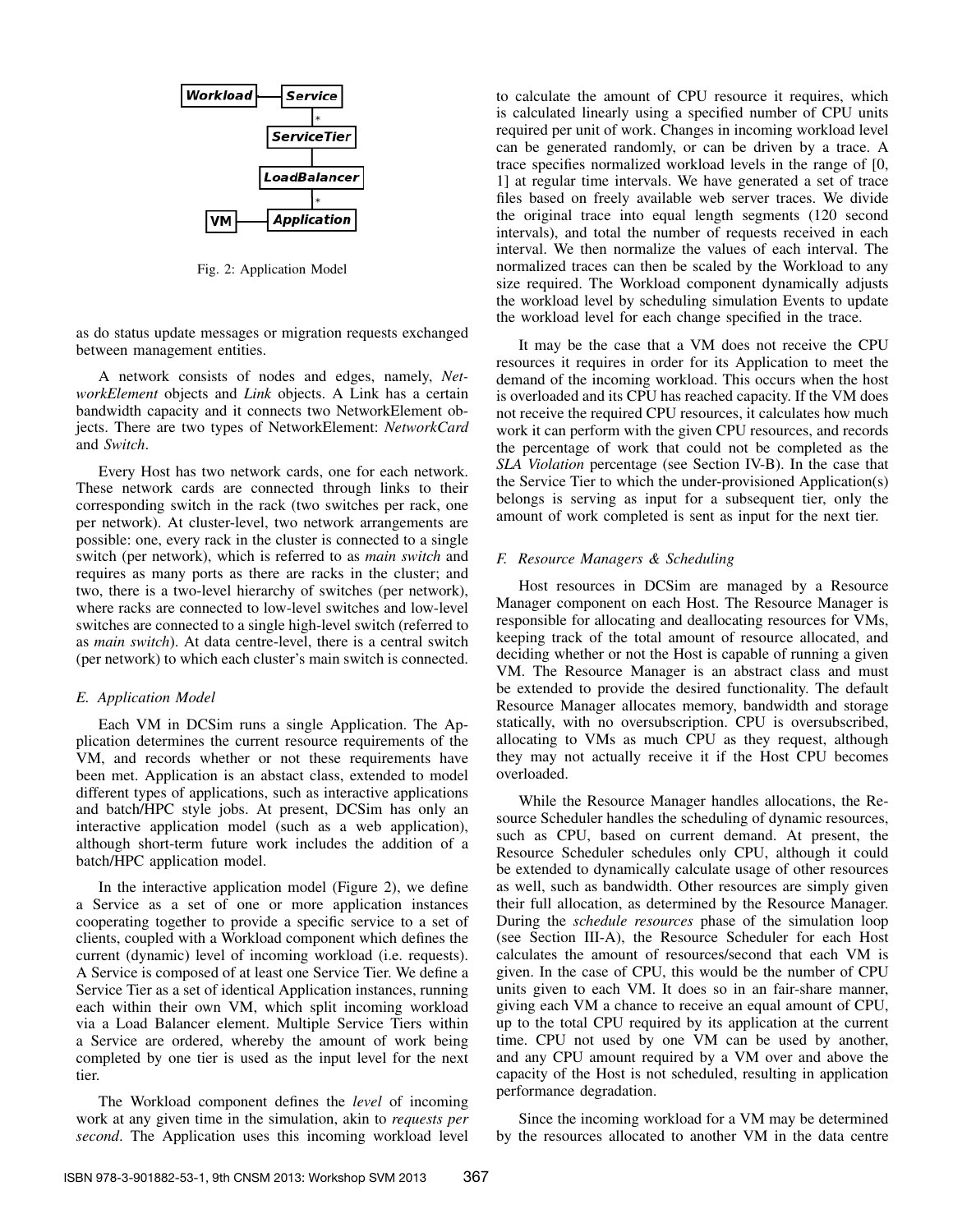Fig. 2: Application Model

as do status update messages or migration requests exchanged between management entities.

A network consists of nodes and edges, namely, *NetworkElement* objects and *Link* objects. A Link has a certain bandwidth capacity and it connects two NetworkElement objects. There are two types of NetworkElement: *NetworkCard* and *Switch*.

Every Host has two network cards, one for each network. These network cards are connected through links to their corresponding switch in the rack (two switches per rack, one per network). At cluster-level, two network arrangements are possible: one, every rack in the cluster is connected to a single switch (per network), which is referred to as *main switch* and requires as many ports as there are racks in the cluster; and two, there is a two-level hierarchy of switches (per network), where racks are connected to low-level switches and low-level switches are connected to a single high-level switch (referred to as *main switch*). At data centre-level, there is a central switch (per network) to which each cluster's main switch is connected.

### *E. Application Model*

Each VM in DCSim runs a single Application. The Application determines the current resource requirements of the VM, and records whether or not these requirements have been met. Application is an abstact class, extended to model different types of applications, such as interactive applications and batch/HPC style jobs. At present, DCSim has only an interactive application model (such as a web application), although short-term future work includes the addition of a batch/HPC application model.

In the interactive application model (Figure 2), we define a Service as a set of one or more application instances cooperating together to provide a specific service to a set of clients, coupled with a Workload component which defines the current (dynamic) level of incoming workload (i.e. requests). A Service is composed of at least one Service Tier. We define a Service Tier as a set of identical Application instances, running each within their own VM, which split incoming workload via a Load Balancer element. Multiple Service Tiers within a Service are ordered, whereby the amount of work being completed by one tier is used as the input level for the next tier.

The Workload component defines the *level* of incoming work at any given time in the simulation, akin to *requests per second*. The Application uses this incoming workload level to calculate the amount of CPU resource it requires, which is calculated linearly using a specified number of CPU units required per unit of work. Changes in incoming workload level can be generated randomly, or can be driven by a trace. A trace specifies normalized workload levels in the range of [0, 1] at regular time intervals. We have generated a set of trace files based on freely available web server traces. We divide the original trace into equal length segments (120 second intervals), and total the number of requests received in each interval. We then normalize the values of each interval. The normalized traces can then be scaled by the Workload to any size required. The Workload component dynamically adjusts the workload level by scheduling simulation Events to update the workload level for each change specified in the trace.

It may be the case that a VM does not receive the CPU resources it requires in order for its Application to meet the demand of the incoming workload. This occurs when the host is overloaded and its CPU has reached capacity. If the VM does not receive the required CPU resources, it calculates how much work it can perform with the given CPU resources, and records the percentage of work that could not be completed as the *SLA Violation* percentage (see Section IV-B). In the case that the Service Tier to which the under-provisioned Application(s) belongs is serving as input for a subsequent tier, only the amount of work completed is sent as input for the next tier.

### *F. Resource Managers & Scheduling*

Host resources in DCSim are managed by a Resource Manager component on each Host. The Resource Manager is responsible for allocating and deallocating resources for VMs, keeping track of the total amount of resource allocated, and deciding whether or not the Host is capable of running a given VM. The Resource Manager is an abstract class and must be extended to provide the desired functionality. The default Resource Manager allocates memory, bandwidth and storage statically, with no oversubscription. CPU is oversubscribed, allocating to VMs as much CPU as they request, although they may not actually receive it if the Host CPU becomes overloaded.

While the Resource Manager handles allocations, the Resource Scheduler handles the scheduling of dynamic resources, such as CPU, based on current demand. At present, the Resource Scheduler schedules only CPU, although it could be extended to dynamically calculate usage of other resources as well, such as bandwidth. Other resources are simply given their full allocation, as determined by the Resource Manager. During the *schedule resources* phase of the simulation loop (see Section III-A), the Resource Scheduler for each Host calculates the amount of resources/second that each VM is given. In the case of CPU, this would be the number of CPU units given to each VM. It does so in an fair-share manner, giving each VM a chance to receive an equal amount of CPU, up to the total CPU required by its application at the current time. CPU not used by one VM can be used by another, and any CPU amount required by a VM over and above the capacity of the Host is not scheduled, resulting in application performance degradation.

Since the incoming workload for a VM may be determined by the resources allocated to another VM in the data centre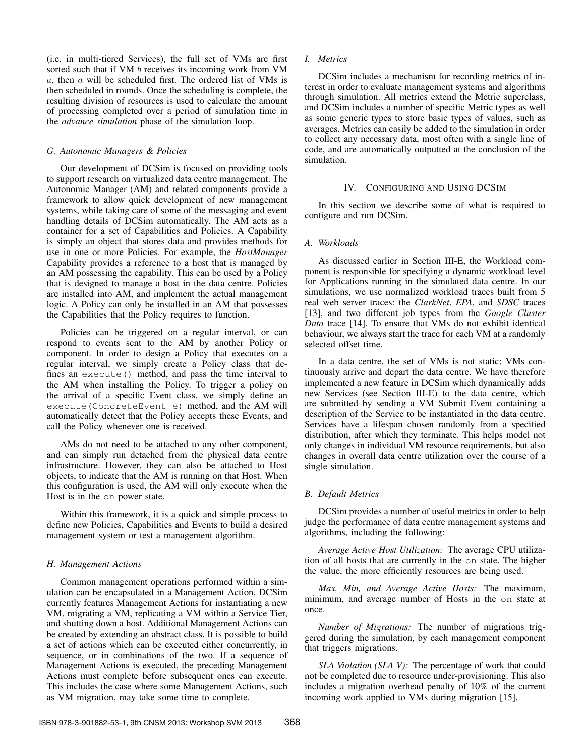(i.e. in multi-tiered Services), the full set of VMs are first sorted such that if VM $b$ receives its incoming work from VM $a$, then $a$ will be scheduled first. The ordered list of VMs is then scheduled in rounds. Once the scheduling is complete, the resulting division of resources is used to calculate the amount of processing completed over a period of simulation time in the *advance simulation* phase of the simulation loop.

### G. Autonomic Managers & Policies

Our development of DCSim is focused on providing tools to support research on virtualized data centre management. The Autonomic Manager (AM) and related components provide a framework to allow quick development of new management systems, while taking care of some of the messaging and event handling details of DCSim automatically. The AM acts as a container for a set of Capabilities and Policies. A Capability is simply an object that stores data and provides methods for use in one or more Policies. For example, the *HostManager* Capability provides a reference to a host that is managed by an AM possessing the capability. This can be used by a Policy that is designed to manage a host in the data centre. Policies are installed into AM, and implement the actual management logic. A Policy can only be installed in an AM that possesses the Capabilities that the Policy requires to function.

Policies can be triggered on a regular interval, or can respond to events sent to the AM by another Policy or component. In order to design a Policy that executes on a regular interval, we simply create a Policy class that defines an `execute()` method, and pass the time interval to the AM when installing the Policy. To trigger a policy on the arrival of a specific Event class, we simply define an `execute(ConcreteEvent e)` method, and the AM will automatically detect that the Policy accepts these Events, and call the Policy whenever one is received.

AMs do not need to be attached to any other component, and can simply run detached from the physical data centre infrastructure. However, they can also be attached to Host objects, to indicate that the AM is running on that Host. When this configuration is used, the AM will only execute when the Host is in the `on` power state.

Within this framework, it is a quick and simple process to define new Policies, Capabilities and Events to build a desired management system or test a management algorithm.

### H. Management Actions

Common management operations performed within a simulation can be encapsulated in a Management Action. DCSim currently features Management Actions for instantiating a new VM, migrating a VM, replicating a VM within a Service Tier, and shutting down a host. Additional Management Actions can be created by extending an abstract class. It is possible to build a set of actions which can be executed either concurrently, in sequence, or in combinations of the two. If a sequence of Management Actions is executed, the preceding Management Actions must complete before subsequent ones can execute. This includes the case where some Management Actions, such as VM migration, may take some time to complete.

### I. Metrics

DCSim includes a mechanism for recording metrics of interest in order to evaluate management systems and algorithms through simulation. All metrics extend the Metric superclass, and DCSim includes a number of specific Metric types as well as some generic types to store basic types of values, such as averages. Metrics can easily be added to the simulation in order to collect any necessary data, most often with a single line of code, and are automatically outputted at the conclusion of the simulation.

## IV. Configuring and Using DCSim

In this section we describe some of what is required to configure and run DCSim.

### A. Workloads

As discussed earlier in Section III-E, the Workload component is responsible for specifying a dynamic workload level for Applications running in the simulated data centre. In our simulations, we use normalized workload traces built from 5 real web server traces: the *ClarkNet*, *EPA*, and *SDSC* traces [13], and two different job types from the *Google Cluster Data* trace [14]. To ensure that VMs do not exhibit identical behaviour, we always start the trace for each VM at a randomly selected offset time.

In a data centre, the set of VMs is not static; VMs continuously arrive and depart the data centre. We have therefore implemented a new feature in DCSim which dynamically adds new Services (see Section III-E) to the data centre, which are submitted by sending a VM Submit Event containing a description of the Service to be instantiated in the data centre. Services have a lifespan chosen randomly from a specified distribution, after which they terminate. This helps model not only changes in individual VM resource requirements, but also changes in overall data centre utilization over the course of a single simulation.

### B. Default Metrics

DCSim provides a number of useful metrics in order to help judge the performance of data centre management systems and algorithms, including the following:

*Average Active Host Utilization:* The average CPU utilization of all hosts that are currently in the `on` state. The higher the value, the more efficiently resources are being used.

*Max, Min, and Average Active Hosts:* The maximum, minimum, and average number of Hosts in the `on` state at once.

*Number of Migrations:* The number of migrations triggered during the simulation, by each management component that triggers migrations.

*SLA Violation (SLA V):* The percentage of work that could not be completed due to resource under-provisioning. This also includes a migration overhead penalty of 10% of the current incoming work applied to VMs during migration [15].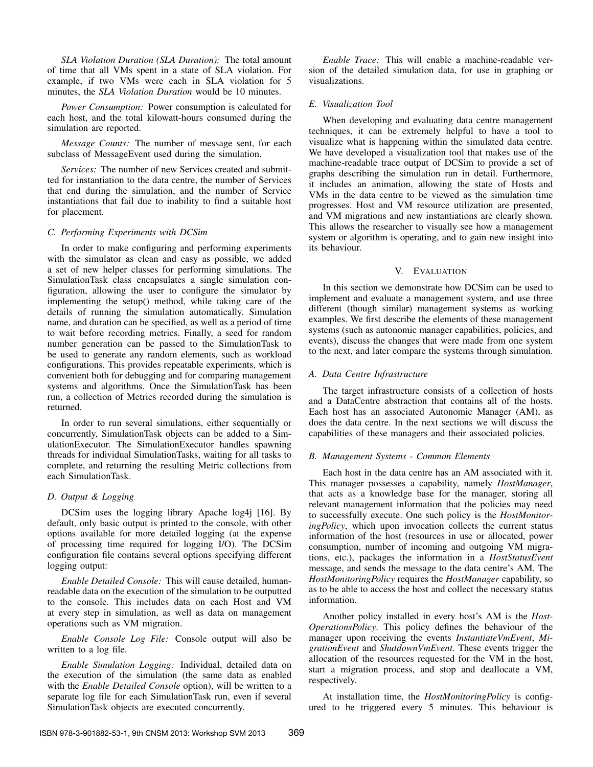*SLA Violation Duration (SLA Duration):* The total amount of time that all VMs spent in a state of SLA violation. For example, if two VMs were each in SLA violation for 5 minutes, the *SLA Violation Duration* would be 10 minutes.

*Power Consumption:* Power consumption is calculated for each host, and the total kilowatt-hours consumed during the simulation are reported.

*Message Counts:* The number of message sent, for each subclass of MessageEvent used during the simulation.

*Services:* The number of new Services created and submitted for instantiation to the data centre, the number of Services that end during the simulation, and the number of Service instantiations that fail due to inability to find a suitable host for placement.

### C. Performing Experiments with DCSim

In order to make configuring and performing experiments with the simulator as clean and easy as possible, we added a set of new helper classes for performing simulations. The SimulationTask class encapsulates a single simulation configuration, allowing the user to configure the simulator by implementing the setup() method, while taking care of the details of running the simulation automatically. Simulation name, and duration can be specified, as well as a period of time to wait before recording metrics. Finally, a seed for random number generation can be passed to the SimulationTask to be used to generate any random elements, such as workload configurations. This provides repeatable experiments, which is convenient both for debugging and for comparing management systems and algorithms. Once the SimulationTask has been run, a collection of Metrics recorded during the simulation is returned.

In order to run several simulations, either sequentially or concurrently, SimulationTask objects can be added to a SimulationExecutor. The SimulationExecutor handles spawning threads for individual SimulationTasks, waiting for all tasks to complete, and returning the resulting Metric collections from each SimulationTask.

### D. Output & Logging

DCSim uses the logging library Apache log4j [16]. By default, only basic output is printed to the console, with other options available for more detailed logging (at the expense of processing time required for logging I/O). The DCSim configuration file contains several options specifying different logging output:

*Enable Detailed Console:* This will cause detailed, human-readable data on the execution of the simulation to be outputted to the console. This includes data on each Host and VM at every step in simulation, as well as data on management operations such as VM migration.

*Enable Console Log File:* Console output will also be written to a log file.

*Enable Simulation Logging:* Individual, detailed data on the execution of the simulation (the same data as enabled with the *Enable Detailed Console* option), will be written to a separate log file for each SimulationTask run, even if several SimulationTask objects are executed concurrently.

*Enable Trace:* This will enable a machine-readable version of the detailed simulation data, for use in graphing or visualizations.

### E. Visualization Tool

When developing and evaluating data centre management techniques, it can be extremely helpful to have a tool to visualize what is happening within the simulated data centre. We have developed a visualization tool that makes use of the machine-readable trace output of DCSim to provide a set of graphs describing the simulation run in detail. Furthermore, it includes an animation, allowing the state of Hosts and VMs in the data centre to be viewed as the simulation time progresses. Host and VM resource utilization are presented, and VM migrations and new instantiations are clearly shown. This allows the researcher to visually see how a management system or algorithm is operating, and to gain new insight into its behaviour.

## V. Evaluation

In this section we demonstrate how DCSim can be used to implement and evaluate a management system, and use three different (though similar) management systems as working examples. We first describe the elements of these management systems (such as autonomic manager capabilities, policies, and events), discuss the changes that were made from one system to the next, and later compare the systems through simulation.

### A. Data Centre Infrastructure

The target infrastructure consists of a collection of hosts and a DataCentre abstraction that contains all of the hosts. Each host has an associated Autonomic Manager (AM), as does the data centre. In the next sections we will discuss the capabilities of these managers and their associated policies.

### B. Management Systems - Common Elements

Each host in the data centre has an AM associated with it. This manager possesses a capability, namely *HostManager*, that acts as a knowledge base for the manager, storing all relevant management information that the policies may need to successfully execute. One such policy is the *HostMonitoringPolicy*, which upon invocation collects the current status information of the host (resources in use or allocated, power consumption, number of incoming and outgoing VM migrations, etc.), packages the information in a *HostStatusEvent* message, and sends the message to the data centre's AM. The *HostMonitoringPolicy* requires the *HostManager* capability, so as to be able to access the host and collect the necessary status information.

Another policy installed in every host's AM is the *HostOperationsPolicy*. This policy defines the behaviour of the manager upon receiving the events *InstantiateVmEvent*, *MigrationEvent* and *ShutdownVmEvent*. These events trigger the allocation of the resources requested for the VM in the host, start a migration process, and stop and deallocate a VM, respectively.

At installation time, the *HostMonitoringPolicy* is configured to be triggered every 5 minutes. This behaviour is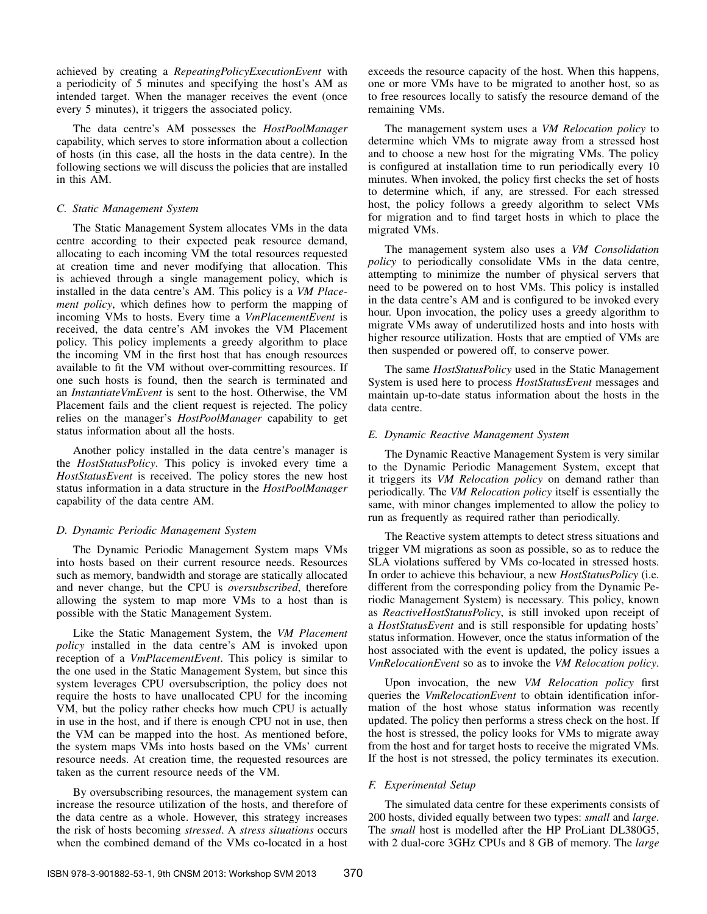achieved by creating a *RepeatingPolicyExecutionEvent* with a periodicity of 5 minutes and specifying the host's AM as intended target. When the manager receives the event (once every 5 minutes), it triggers the associated policy.

The data centre's AM possesses the *HostPoolManager* capability, which serves to store information about a collection of hosts (in this case, all the hosts in the data centre). In the following sections we will discuss the policies that are installed in this AM.

### C. Static Management System

The Static Management System allocates VMs in the data centre according to their expected peak resource demand, allocating to each incoming VM the total resources requested at creation time and never modifying that allocation. This is achieved through a single management policy, which is installed in the data centre's AM. This policy is a *VM Placement policy*, which defines how to perform the mapping of incoming VMs to hosts. Every time a *VmPlacementEvent* is received, the data centre's AM invokes the VM Placement policy. This policy implements a greedy algorithm to place the incoming VM in the first host that has enough resources available to fit the VM without over-committing resources. If one such hosts is found, then the search is terminated and an *InstantiateVmEvent* is sent to the host. Otherwise, the VM Placement fails and the client request is rejected. The policy relies on the manager's *HostPoolManager* capability to get status information about all the hosts.

Another policy installed in the data centre's manager is the *HostStatusPolicy*. This policy is invoked every time a *HostStatusEvent* is received. The policy stores the new host status information in a data structure in the *HostPoolManager* capability of the data centre AM.

### D. Dynamic Periodic Management System

The Dynamic Periodic Management System maps VMs into hosts based on their current resource needs. Resources such as memory, bandwidth and storage are statically allocated and never change, but the CPU is *oversubscribed*, therefore allowing the system to map more VMs to a host than is possible with the Static Management System.

Like the Static Management System, the *VM Placement policy* installed in the data centre's AM is invoked upon reception of a *VmPlacementEvent*. This policy is similar to the one used in the Static Management System, but since this system leverages CPU oversubscription, the policy does not require the hosts to have unallocated CPU for the incoming VM, but the policy rather checks how much CPU is actually in use in the host, and if there is enough CPU not in use, then the VM can be mapped into the host. As mentioned before, the system maps VMs into hosts based on the VMs' current resource needs. At creation time, the requested resources are taken as the current resource needs of the VM.

By oversubscribing resources, the management system can increase the resource utilization of the hosts, and therefore of the data centre as a whole. However, this strategy increases the risk of hosts becoming *stressed*. A *stress situations* occurs when the combined demand of the VMs co-located in a host exceeds the resource capacity of the host. When this happens, one or more VMs have to be migrated to another host, so as to free resources locally to satisfy the resource demand of the remaining VMs.

The management system uses a *VM Relocation policy* to determine which VMs to migrate away from a stressed host and to choose a new host for the migrating VMs. The policy is configured at installation time to run periodically every 10 minutes. When invoked, the policy first checks the set of hosts to determine which, if any, are stressed. For each stressed host, the policy follows a greedy algorithm to select VMs for migration and to find target hosts in which to place the migrated VMs.

The management system also uses a *VM Consolidation policy* to periodically consolidate VMs in the data centre, attempting to minimize the number of physical servers that need to be powered on to host VMs. This policy is installed in the data centre's AM and is configured to be invoked every hour. Upon invocation, the policy uses a greedy algorithm to migrate VMs away of underutilized hosts and into hosts with higher resource utilization. Hosts that are emptied of VMs are then suspended or powered off, to conserve power.

The same *HostStatusPolicy* used in the Static Management System is used here to process *HostStatusEvent* messages and maintain up-to-date status information about the hosts in the data centre.

### E. Dynamic Reactive Management System

The Dynamic Reactive Management System is very similar to the Dynamic Periodic Management System, except that it triggers its *VM Relocation policy* on demand rather than periodically. The *VM Relocation policy* itself is essentially the same, with minor changes implemented to allow the policy to run as frequently as required rather than periodically.

The Reactive system attempts to detect stress situations and trigger VM migrations as soon as possible, so as to reduce the SLA violations suffered by VMs co-located in stressed hosts. In order to achieve this behaviour, a new *HostStatusPolicy* (i.e. different from the corresponding policy from the Dynamic Periodic Management System) is necessary. This policy, known as *ReactiveHostStatusPolicy*, is still invoked upon receipt of a *HostStatusEvent* and is still responsible for updating hosts' status information. However, once the status information of the host associated with the event is updated, the policy issues a *VmRelocationEvent* so as to invoke the *VM Relocation policy*.

Upon invocation, the new *VM Relocation policy* first queries the *VmRelocationEvent* to obtain identification information of the host whose status information was recently updated. The policy then performs a stress check on the host. If the host is stressed, the policy looks for VMs to migrate away from the host and for target hosts to receive the migrated VMs. If the host is not stressed, the policy terminates its execution.

### F. Experimental Setup

The simulated data centre for these experiments consists of 200 hosts, divided equally between two types: *small* and *large*. The *small* host is modelled after the HP ProLiant DL380G5, with 2 dual-core 3GHz CPUs and 8 GB of memory. The *large*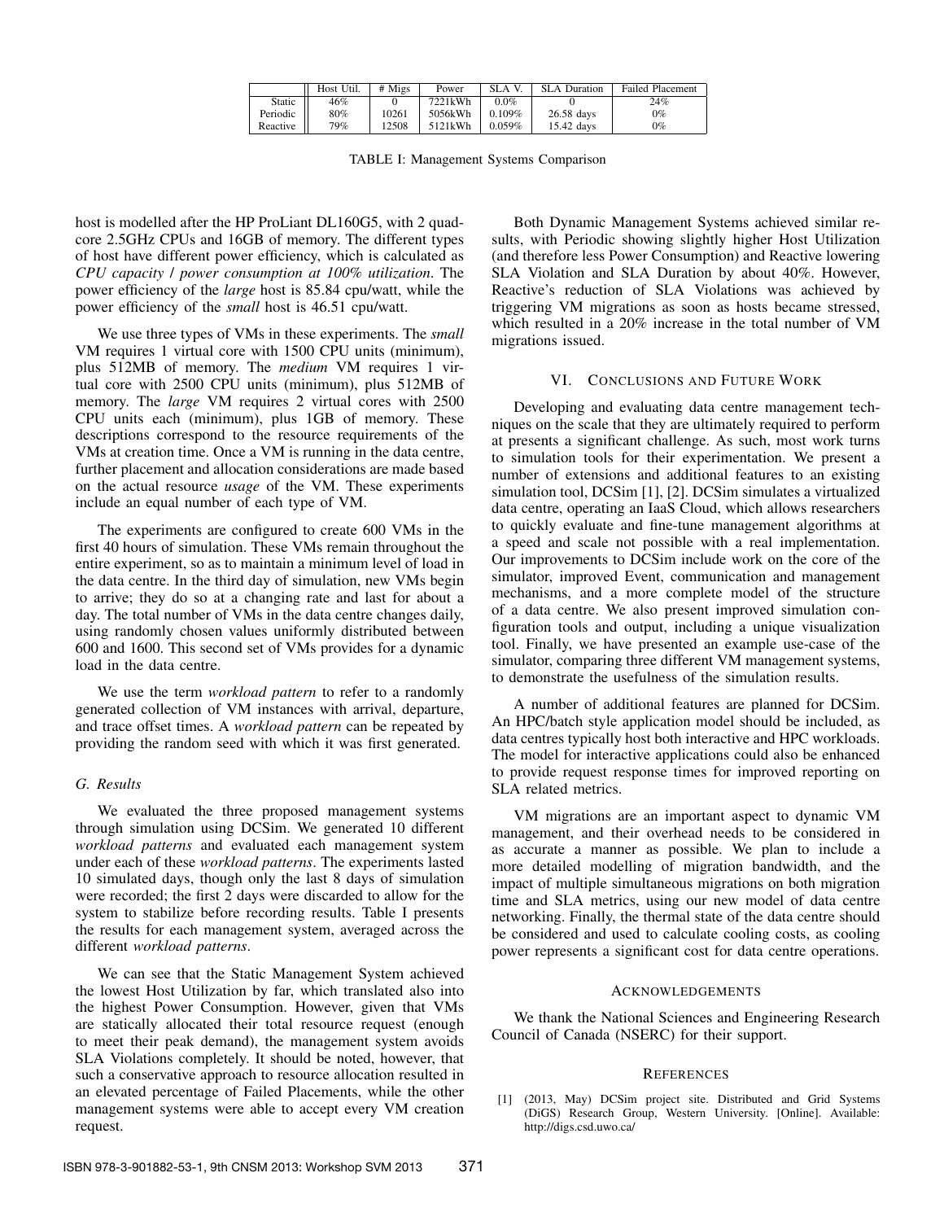|  | Host Util. | # Migs | Power | SLA V. | SLA Duration | Failed Placement |
| --- | --- | --- | --- | --- | --- | --- |
| Static | 46% | 0 | 7221kWh | 0.0% | 0 | 24% |
| Periodic | 80% | 10261 | 5056kWh | 0.109% | 26.58 days | 0% |
| Reactive | 79% | 12508 | 5121kWh | 0.059% | 15.42 days | 0% |

TABLE I: Management Systems Comparison

host is modelled after the HP ProLiant DL160G5, with 2 quad-core 2.5GHz CPUs and 16GB of memory. The different types of host have different power efficiency, which is calculated as *CPU capacity / power consumption at 100% utilization*. The power efficiency of the *large* host is 85.84 cpu/watt, while the power efficiency of the *small* host is 46.51 cpu/watt.

We use three types of VMs in these experiments. The *small* VM requires 1 virtual core with 1500 CPU units (minimum), plus 512MB of memory. The *medium* VM requires 1 virtual core with 2500 CPU units (minimum), plus 512MB of memory. The *large* VM requires 2 virtual cores with 2500 CPU units each (minimum), plus 1GB of memory. These descriptions correspond to the resource requirements of the VMs at creation time. Once a VM is running in the data centre, further placement and allocation considerations are made based on the actual resource *usage* of the VM. These experiments include an equal number of each type of VM.

The experiments are configured to create 600 VMs in the first 40 hours of simulation. These VMs remain throughout the entire experiment, so as to maintain a minimum level of load in the data centre. In the third day of simulation, new VMs begin to arrive; they do so at a changing rate and last for about a day. The total number of VMs in the data centre changes daily, using randomly chosen values uniformly distributed between 600 and 1600. This second set of VMs provides for a dynamic load in the data centre.

We use the term *workload pattern* to refer to a randomly generated collection of VM instances with arrival, departure, and trace offset times. A *workload pattern* can be repeated by providing the random seed with which it was first generated.

### G. Results

We evaluated the three proposed management systems through simulation using DCSim. We generated 10 different *workload patterns* and evaluated each management system under each of these *workload patterns*. The experiments lasted 10 simulated days, though only the last 8 days of simulation were recorded; the first 2 days were discarded to allow for the system to stabilize before recording results. Table I presents the results for each management system, averaged across the different *workload patterns*.

We can see that the Static Management System achieved the lowest Host Utilization by far, which translated also into the highest Power Consumption. However, given that VMs are statically allocated their total resource request (enough to meet their peak demand), the management system avoids SLA Violations completely. It should be noted, however, that such a conservative approach to resource allocation resulted in an elevated percentage of Failed Placements, while the other management systems were able to accept every VM creation request.

Both Dynamic Management Systems achieved similar results, with Periodic showing slightly higher Host Utilization (and therefore less Power Consumption) and Reactive lowering SLA Violation and SLA Duration by about 40%. However, Reactive's reduction of SLA Violations was achieved by triggering VM migrations as soon as hosts became stressed, which resulted in a 20% increase in the total number of VM migrations issued.

## VI. Conclusions and Future Work

Developing and evaluating data centre management techniques on the scale that they are ultimately required to perform at presents a significant challenge. As such, most work turns to simulation tools for their experimentation. We present a number of extensions and additional features to an existing simulation tool, DCSim [1], [2]. DCSim simulates a virtualized data centre, operating an IaaS Cloud, which allows researchers to quickly evaluate and fine-tune management algorithms at a speed and scale not possible with a real implementation. Our improvements to DCSim include work on the core of the simulator, improved Event, communication and management mechanisms, and a more complete model of the structure of a data centre. We also present improved simulation configuration tools and output, including a unique visualization tool. Finally, we have presented an example use-case of the simulator, comparing three different VM management systems, to demonstrate the usefulness of the simulation results.

A number of additional features are planned for DCSim. An HPC/batch style application model should be included, as data centres typically host both interactive and HPC workloads. The model for interactive applications could also be enhanced to provide request response times for improved reporting on SLA related metrics.

VM migrations are an important aspect to dynamic VM management, and their overhead needs to be considered in as accurate a manner as possible. We plan to include a more detailed modelling of migration bandwidth, and the impact of multiple simultaneous migrations on both migration time and SLA metrics, using our new model of data centre networking. Finally, the thermal state of the data centre should be considered and used to calculate cooling costs, as cooling power represents a significant cost for data centre operations.

## Acknowledgements

We thank the National Sciences and Engineering Research Council of Canada (NSERC) for their support.

## References

[1] (2013, May) DCSim project site. Distributed and Grid Systems (DiGS) Research Group, Western University. [Online]. Available: http://digs.csd.uwo.ca/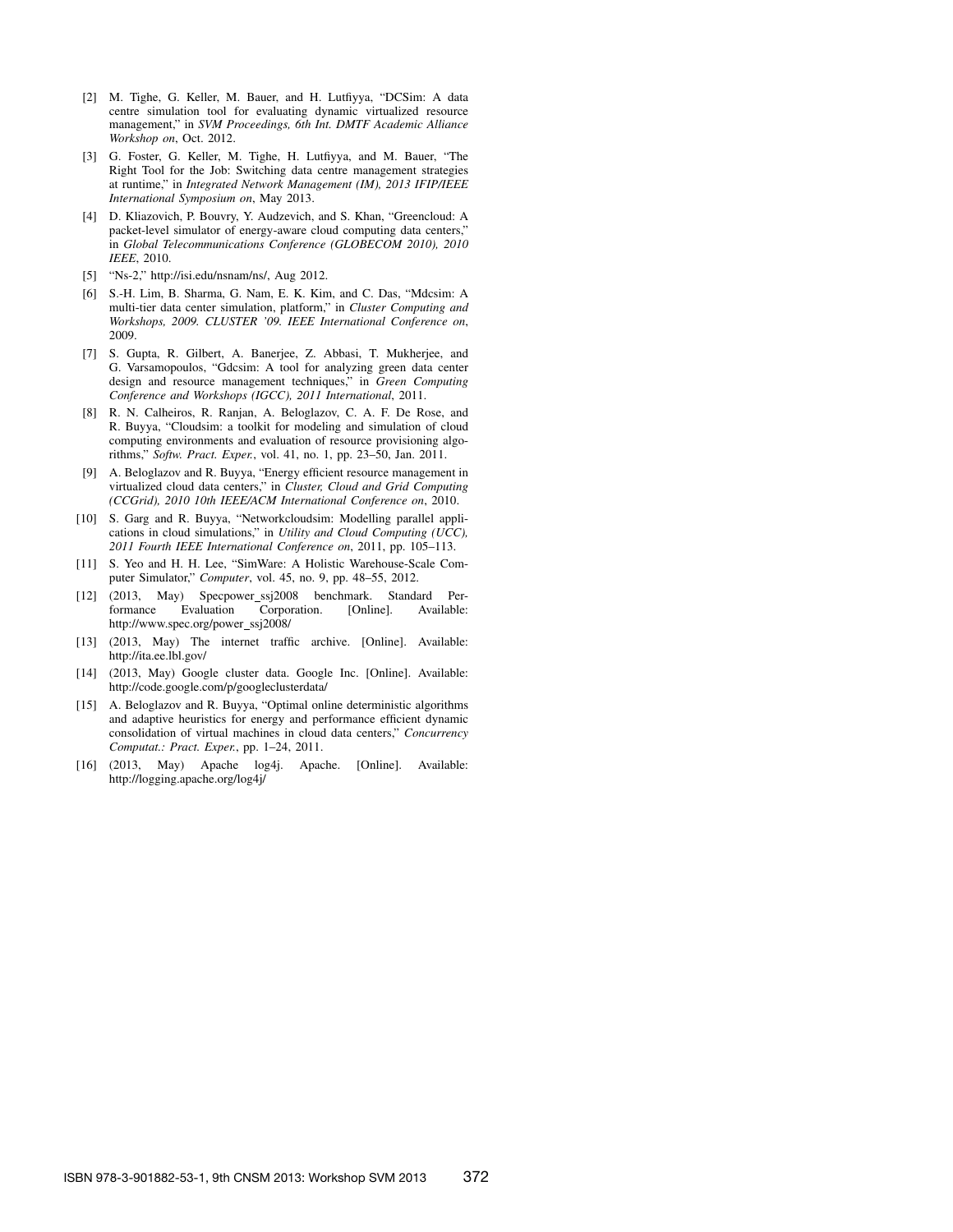[2] M. Tighe, G. Keller, M. Bauer, and H. Lutfiyya, "DCSim: A data centre simulation tool for evaluating dynamic virtualized resource management," in *SVM Proceedings, 6th Int. DMTF Academic Alliance Workshop on*, Oct. 2012.

[3] G. Foster, G. Keller, M. Tighe, H. Lutfiyya, and M. Bauer, "The Right Tool for the Job: Switching data centre management strategies at runtime," in *Integrated Network Management (IM), 2013 IFIP/IEEE International Symposium on*, May 2013.

[4] D. Kliazovich, P. Bouvry, Y. Audzevich, and S. Khan, "Greencloud: A packet-level simulator of energy-aware cloud computing data centers," in *Global Telecommunications Conference (GLOBECOM 2010), 2010 IEEE*, 2010.

[5] "Ns-2," http://isi.edu/nsnam/ns/, Aug 2012.

[6] S.-H. Lim, B. Sharma, G. Nam, E. K. Kim, and C. Das, "Mdcsim: A multi-tier data center simulation, platform," in *Cluster Computing and Workshops, 2009. CLUSTER '09. IEEE International Conference on*, 2009.

[7] S. Gupta, R. Gilbert, A. Banerjee, Z. Abbasi, T. Mukherjee, and G. Varsamopoulos, "Gdcsim: A tool for analyzing green data center design and resource management techniques," in *Green Computing Conference and Workshops (IGCC), 2011 International*, 2011.

[8] R. N. Calheiros, R. Ranjan, A. Beloglazov, C. A. F. De Rose, and R. Buyya, "Cloudsim: a toolkit for modeling and simulation of cloud computing environments and evaluation of resource provisioning algorithms," *Softw. Pract. Exper.*, vol. 41, no. 1, pp. 23–50, Jan. 2011.

[9] A. Beloglazov and R. Buyya, "Energy efficient resource management in virtualized cloud data centers," in *Cluster, Cloud and Grid Computing (CCGrid), 2010 10th IEEE/ACM International Conference on*, 2010.

[10] S. Garg and R. Buyya, "Networkcloudsim: Modelling parallel applications in cloud simulations," in *Utility and Cloud Computing (UCC), 2011 Fourth IEEE International Conference on*, 2011, pp. 105–113.

[11] S. Yeo and H. H. Lee, "SimWare: A Holistic Warehouse-Scale Computer Simulator," *Computer*, vol. 45, no. 9, pp. 48–55, 2012.

[12] (2013, May) Specpower_ssj2008 benchmark. Standard Performance Evaluation Corporation. [Online]. Available: http://www.spec.org/power_ssj2008/

[13] (2013, May) The internet traffic archive. [Online]. Available: http://ita.ee.lbl.gov/

[14] (2013, May) Google cluster data. Google Inc. [Online]. Available: http://code.google.com/p/googleclusterdata/

[15] A. Beloglazov and R. Buyya, "Optimal online deterministic algorithms and adaptive heuristics for energy and performance efficient dynamic consolidation of virtual machines in cloud data centers," *Concurrency Computat.: Pract. Exper.*, pp. 1–24, 2011.

[16] (2013, May) Apache log4j. Apache. [Online]. Available: http://logging.apache.org/log4j/